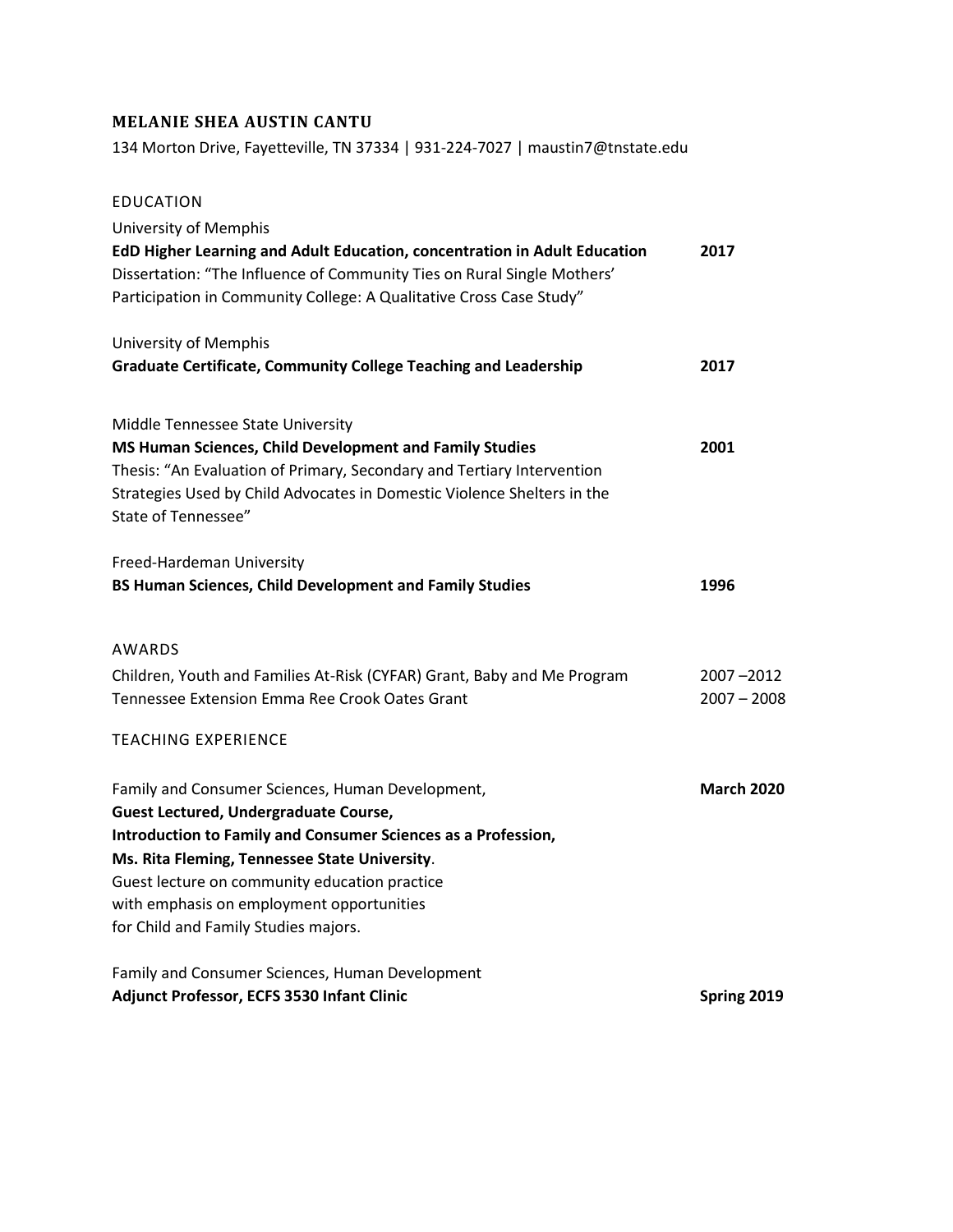# MELANIE SHEA AUSTIN CANTU

134 Morton Drive, Fayetteville, TN 37334 | 931-224-7027 | maustin7@tnstate.edu

## EDUCATION

University of Memphis
**EdD Higher Learning and Adult Education, concentration in Adult Education** **2017**
Dissertation: "The Influence of Community Ties on Rural Single Mothers' Participation in Community College: A Qualitative Cross Case Study"

University of Memphis
**Graduate Certificate, Community College Teaching and Leadership** **2017**

Middle Tennessee State University
**MS Human Sciences, Child Development and Family Studies** **2001**
Thesis: "An Evaluation of Primary, Secondary and Tertiary Intervention Strategies Used by Child Advocates in Domestic Violence Shelters in the State of Tennessee"

Freed-Hardeman University
**BS Human Sciences, Child Development and Family Studies** **1996**

## AWARDS

Children, Youth and Families At-Risk (CYFAR) Grant, Baby and Me Program 2007 –2012
Tennessee Extension Emma Ree Crook Oates Grant 2007 – 2008

## TEACHING EXPERIENCE

Family and Consumer Sciences, Human Development, **March 2020**
**Guest Lectured, Undergraduate Course,**
**Introduction to Family and Consumer Sciences as a Profession,**
**Ms. Rita Fleming, Tennessee State University**.
Guest lecture on community education practice with emphasis on employment opportunities for Child and Family Studies majors.

Family and Consumer Sciences, Human Development
**Adjunct Professor, ECFS 3530 Infant Clinic** **Spring 2019**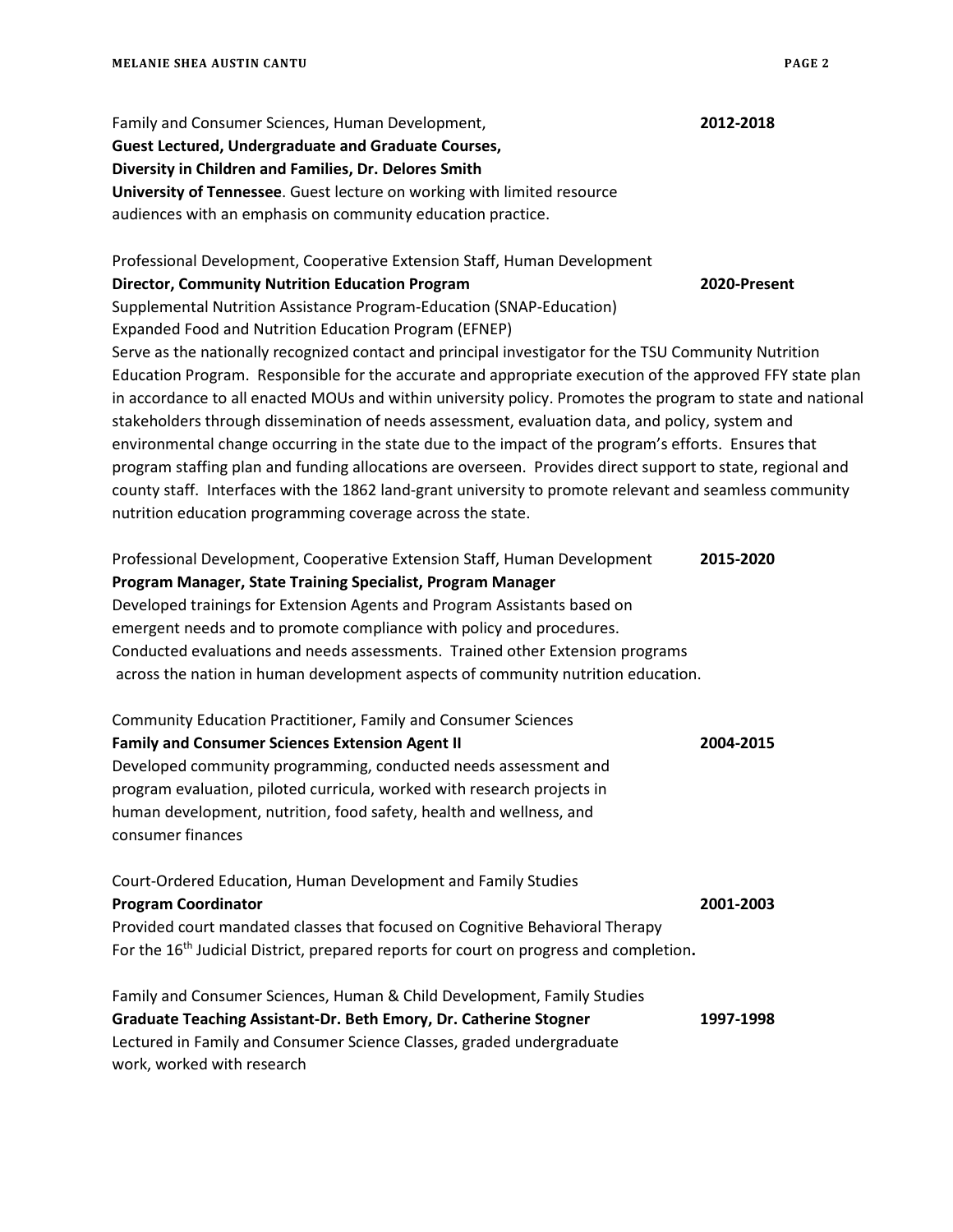Family and Consumer Sciences, Human Development, **2012-2018**
**Guest Lectured, Undergraduate and Graduate Courses,**
**Diversity in Children and Families, Dr. Delores Smith**
**University of Tennessee**. Guest lecture on working with limited resource audiences with an emphasis on community education practice.

Professional Development, Cooperative Extension Staff, Human Development
**Director, Community Nutrition Education Program** **2020-Present**
Supplemental Nutrition Assistance Program-Education (SNAP-Education)
Expanded Food and Nutrition Education Program (EFNEP)
Serve as the nationally recognized contact and principal investigator for the TSU Community Nutrition Education Program. Responsible for the accurate and appropriate execution of the approved FFY state plan in accordance to all enacted MOUs and within university policy. Promotes the program to state and national stakeholders through dissemination of needs assessment, evaluation data, and policy, system and environmental change occurring in the state due to the impact of the program's efforts. Ensures that program staffing plan and funding allocations are overseen. Provides direct support to state, regional and county staff. Interfaces with the 1862 land-grant university to promote relevant and seamless community nutrition education programming coverage across the state.

Professional Development, Cooperative Extension Staff, Human Development **2015-2020**
**Program Manager, State Training Specialist, Program Manager**
Developed trainings for Extension Agents and Program Assistants based on emergent needs and to promote compliance with policy and procedures. Conducted evaluations and needs assessments. Trained other Extension programs across the nation in human development aspects of community nutrition education.

Community Education Practitioner, Family and Consumer Sciences
**Family and Consumer Sciences Extension Agent II** **2004-2015**
Developed community programming, conducted needs assessment and program evaluation, piloted curricula, worked with research projects in human development, nutrition, food safety, health and wellness, and consumer finances

Court-Ordered Education, Human Development and Family Studies
**Program Coordinator** **2001-2003**
Provided court mandated classes that focused on Cognitive Behavioral Therapy For the 16th Judicial District, prepared reports for court on progress and completion**.**

Family and Consumer Sciences, Human & Child Development, Family Studies
**Graduate Teaching Assistant-Dr. Beth Emory, Dr. Catherine Stogner** **1997-1998**
Lectured in Family and Consumer Science Classes, graded undergraduate work, worked with research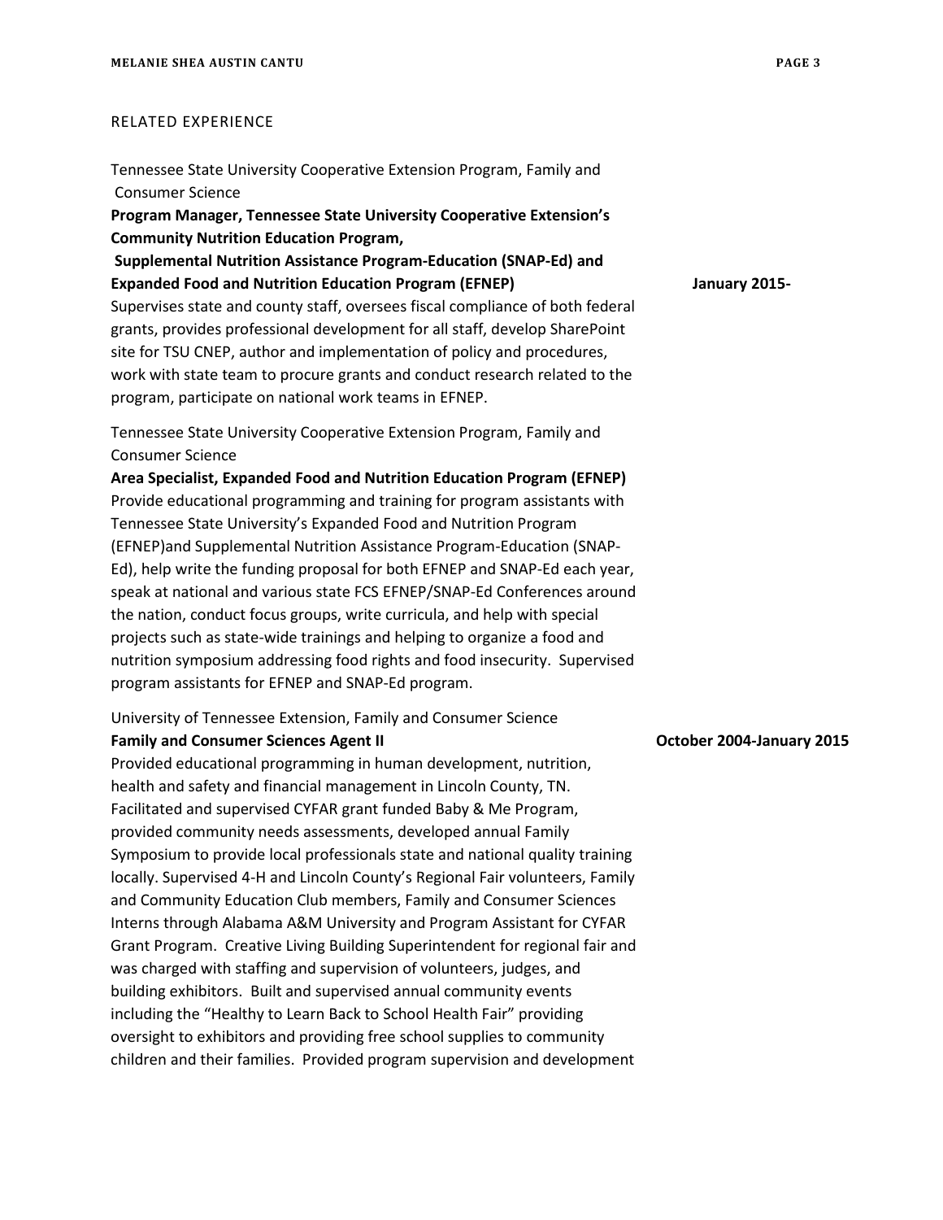## RELATED EXPERIENCE

Tennessee State University Cooperative Extension Program, Family and Consumer Science

**Program Manager, Tennessee State University Cooperative Extension's Community Nutrition Education Program, Supplemental Nutrition Assistance Program-Education (SNAP-Ed) and Expanded Food and Nutrition Education Program (EFNEP)** **January 2015-**

Supervises state and county staff, oversees fiscal compliance of both federal grants, provides professional development for all staff, develop SharePoint site for TSU CNEP, author and implementation of policy and procedures, work with state team to procure grants and conduct research related to the program, participate on national work teams in EFNEP.

Tennessee State University Cooperative Extension Program, Family and Consumer Science

**Area Specialist, Expanded Food and Nutrition Education Program (EFNEP)**

Provide educational programming and training for program assistants with Tennessee State University's Expanded Food and Nutrition Program (EFNEP)and Supplemental Nutrition Assistance Program-Education (SNAP-Ed), help write the funding proposal for both EFNEP and SNAP-Ed each year, speak at national and various state FCS EFNEP/SNAP-Ed Conferences around the nation, conduct focus groups, write curricula, and help with special projects such as state-wide trainings and helping to organize a food and nutrition symposium addressing food rights and food insecurity. Supervised program assistants for EFNEP and SNAP-Ed program.

University of Tennessee Extension, Family and Consumer Science

**Family and Consumer Sciences Agent II** **October 2004-January 2015**

Provided educational programming in human development, nutrition, health and safety and financial management in Lincoln County, TN. Facilitated and supervised CYFAR grant funded Baby & Me Program, provided community needs assessments, developed annual Family Symposium to provide local professionals state and national quality training locally. Supervised 4-H and Lincoln County's Regional Fair volunteers, Family and Community Education Club members, Family and Consumer Sciences Interns through Alabama A&M University and Program Assistant for CYFAR Grant Program. Creative Living Building Superintendent for regional fair and was charged with staffing and supervision of volunteers, judges, and building exhibitors. Built and supervised annual community events including the "Healthy to Learn Back to School Health Fair" providing oversight to exhibitors and providing free school supplies to community children and their families. Provided program supervision and development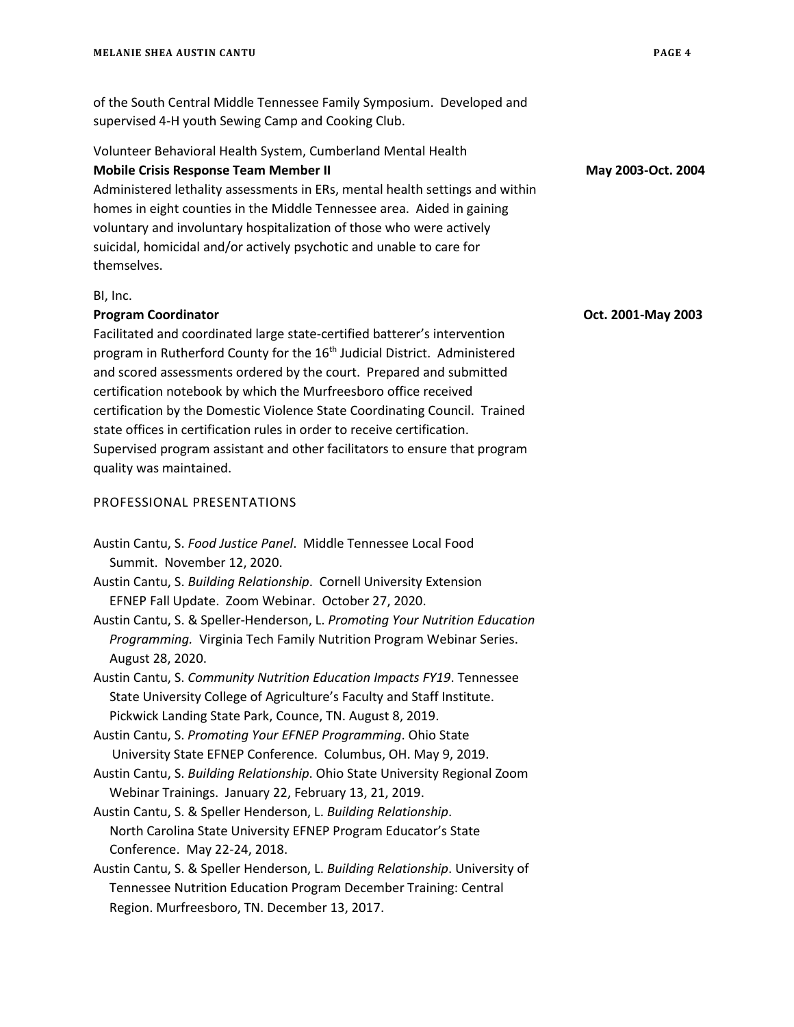of the South Central Middle Tennessee Family Symposium. Developed and supervised 4-H youth Sewing Camp and Cooking Club.

Volunteer Behavioral Health System, Cumberland Mental Health
**Mobile Crisis Response Team Member II** **May 2003-Oct. 2004**
Administered lethality assessments in ERs, mental health settings and within homes in eight counties in the Middle Tennessee area. Aided in gaining voluntary and involuntary hospitalization of those who were actively suicidal, homicidal and/or actively psychotic and unable to care for themselves.

BI, Inc.
**Program Coordinator** **Oct. 2001-May 2003**
Facilitated and coordinated large state-certified batterer's intervention program in Rutherford County for the 16th Judicial District. Administered and scored assessments ordered by the court. Prepared and submitted certification notebook by which the Murfreesboro office received certification by the Domestic Violence State Coordinating Council. Trained state offices in certification rules in order to receive certification. Supervised program assistant and other facilitators to ensure that program quality was maintained.

## PROFESSIONAL PRESENTATIONS

Austin Cantu, S. *Food Justice Panel*. Middle Tennessee Local Food Summit. November 12, 2020.

Austin Cantu, S. *Building Relationship*. Cornell University Extension EFNEP Fall Update. Zoom Webinar. October 27, 2020.

Austin Cantu, S. & Speller-Henderson, L. *Promoting Your Nutrition Education Programming.* Virginia Tech Family Nutrition Program Webinar Series. August 28, 2020.

Austin Cantu, S. *Community Nutrition Education Impacts FY19*. Tennessee State University College of Agriculture's Faculty and Staff Institute. Pickwick Landing State Park, Counce, TN. August 8, 2019.

Austin Cantu, S. *Promoting Your EFNEP Programming*. Ohio State University State EFNEP Conference. Columbus, OH. May 9, 2019.

Austin Cantu, S. *Building Relationship*. Ohio State University Regional Zoom Webinar Trainings. January 22, February 13, 21, 2019.

Austin Cantu, S. & Speller Henderson, L. *Building Relationship*. North Carolina State University EFNEP Program Educator's State Conference. May 22-24, 2018.

Austin Cantu, S. & Speller Henderson, L. *Building Relationship*. University of Tennessee Nutrition Education Program December Training: Central Region. Murfreesboro, TN. December 13, 2017.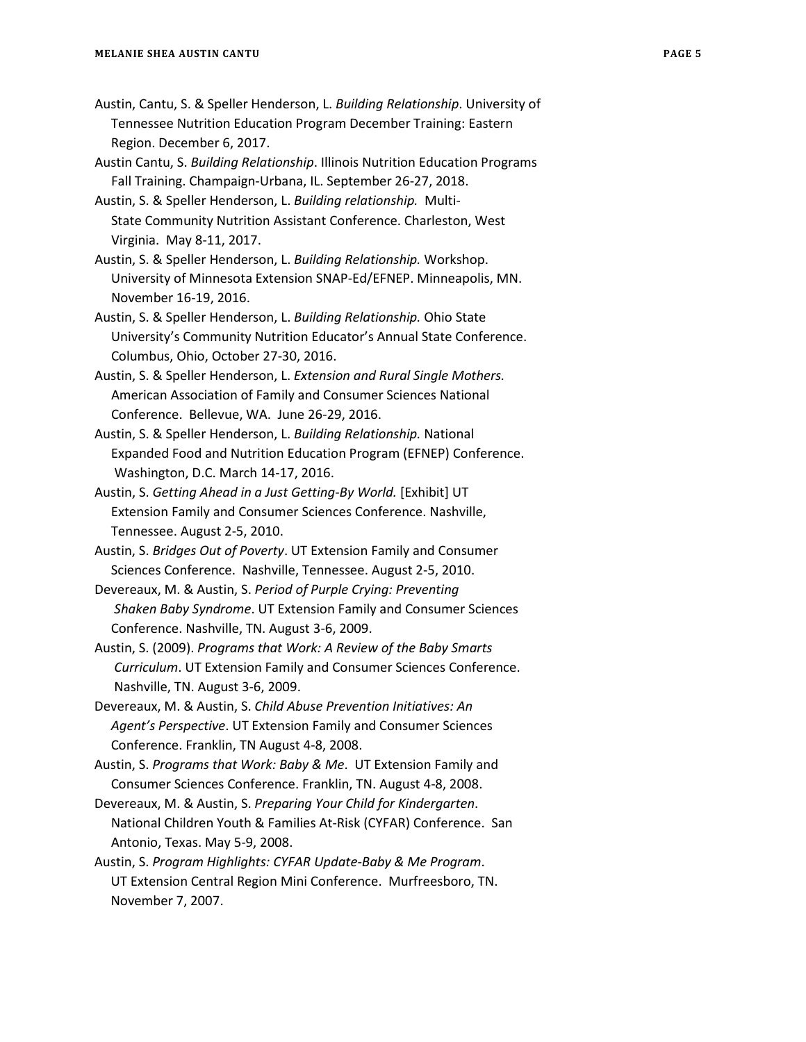Austin, Cantu, S. & Speller Henderson, L. *Building Relationship*. University of Tennessee Nutrition Education Program December Training: Eastern Region. December 6, 2017.

Austin Cantu, S. *Building Relationship*. Illinois Nutrition Education Programs Fall Training. Champaign-Urbana, IL. September 26-27, 2018.

Austin, S. & Speller Henderson, L. *Building relationship.* Multi-State Community Nutrition Assistant Conference. Charleston, West Virginia. May 8-11, 2017.

Austin, S. & Speller Henderson, L. *Building Relationship.* Workshop. University of Minnesota Extension SNAP-Ed/EFNEP. Minneapolis, MN. November 16-19, 2016.

Austin, S. & Speller Henderson, L. *Building Relationship.* Ohio State University's Community Nutrition Educator's Annual State Conference. Columbus, Ohio, October 27-30, 2016.

Austin, S. & Speller Henderson, L. *Extension and Rural Single Mothers.* American Association of Family and Consumer Sciences National Conference. Bellevue, WA. June 26-29, 2016.

Austin, S. & Speller Henderson, L. *Building Relationship.* National Expanded Food and Nutrition Education Program (EFNEP) Conference. Washington, D.C. March 14-17, 2016.

Austin, S. *Getting Ahead in a Just Getting-By World.* [Exhibit] UT Extension Family and Consumer Sciences Conference. Nashville, Tennessee. August 2-5, 2010.

Austin, S. *Bridges Out of Poverty*. UT Extension Family and Consumer Sciences Conference. Nashville, Tennessee. August 2-5, 2010.

Devereaux, M. & Austin, S. *Period of Purple Crying: Preventing Shaken Baby Syndrome*. UT Extension Family and Consumer Sciences Conference. Nashville, TN. August 3-6, 2009.

Austin, S. (2009). *Programs that Work: A Review of the Baby Smarts Curriculum*. UT Extension Family and Consumer Sciences Conference. Nashville, TN. August 3-6, 2009.

Devereaux, M. & Austin, S. *Child Abuse Prevention Initiatives: An Agent's Perspective*. UT Extension Family and Consumer Sciences Conference. Franklin, TN August 4-8, 2008.

Austin, S. *Programs that Work: Baby & Me*. UT Extension Family and Consumer Sciences Conference. Franklin, TN. August 4-8, 2008.

Devereaux, M. & Austin, S. *Preparing Your Child for Kindergarten*. National Children Youth & Families At-Risk (CYFAR) Conference. San Antonio, Texas. May 5-9, 2008.

Austin, S. *Program Highlights: CYFAR Update-Baby & Me Program*. UT Extension Central Region Mini Conference. Murfreesboro, TN. November 7, 2007.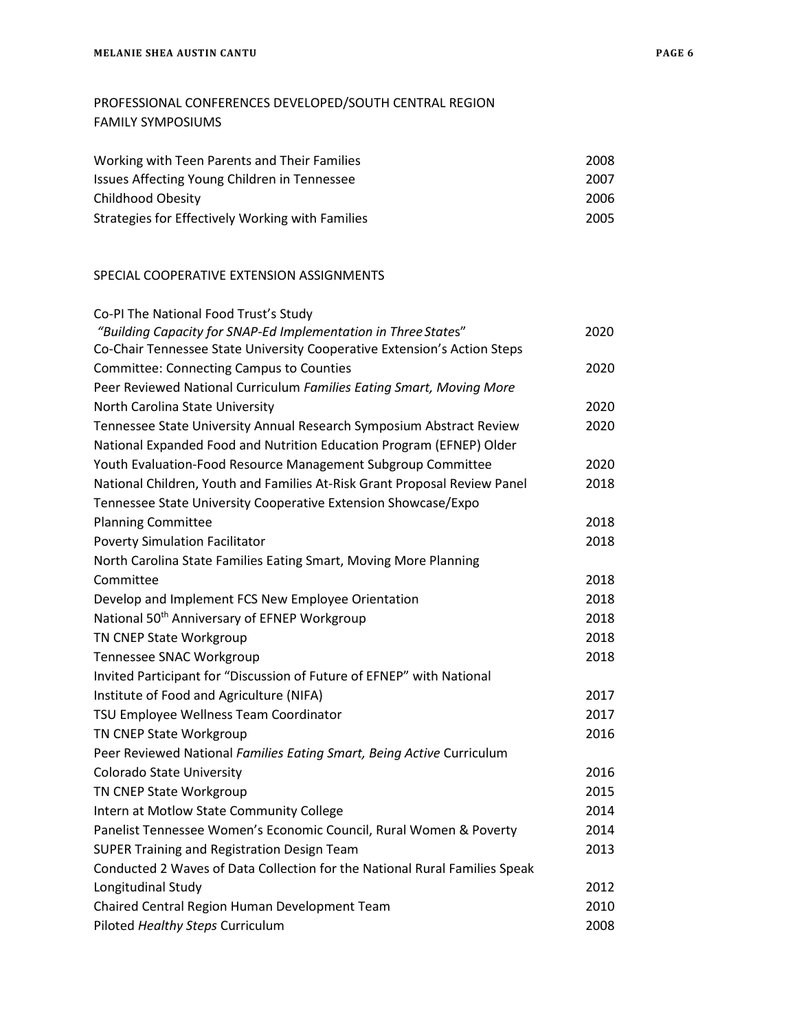## PROFESSIONAL CONFERENCES DEVELOPED/SOUTH CENTRAL REGION FAMILY SYMPOSIUMS

| | |
|---|---|
| Working with Teen Parents and Their Families | 2008 |
| Issues Affecting Young Children in Tennessee | 2007 |
| Childhood Obesity | 2006 |
| Strategies for Effectively Working with Families | 2005 |

## SPECIAL COOPERATIVE EXTENSION ASSIGNMENTS

| | |
|---|---|
| Co-PI The National Food Trust's Study *"Building Capacity for SNAP-Ed Implementation in Three States"* | 2020 |
| Co-Chair Tennessee State University Cooperative Extension's Action Steps Committee: Connecting Campus to Counties | 2020 |
| Peer Reviewed National Curriculum *Families Eating Smart, Moving More* North Carolina State University | 2020 |
| Tennessee State University Annual Research Symposium Abstract Review | 2020 |
| National Expanded Food and Nutrition Education Program (EFNEP) Older Youth Evaluation-Food Resource Management Subgroup Committee | 2020 |
| National Children, Youth and Families At-Risk Grant Proposal Review Panel | 2018 |
| Tennessee State University Cooperative Extension Showcase/Expo Planning Committee | 2018 |
| Poverty Simulation Facilitator | 2018 |
| North Carolina State Families Eating Smart, Moving More Planning Committee | 2018 |
| Develop and Implement FCS New Employee Orientation | 2018 |
| National 50th Anniversary of EFNEP Workgroup | 2018 |
| TN CNEP State Workgroup | 2018 |
| Tennessee SNAC Workgroup | 2018 |
| Invited Participant for "Discussion of Future of EFNEP" with National Institute of Food and Agriculture (NIFA) | 2017 |
| TSU Employee Wellness Team Coordinator | 2017 |
| TN CNEP State Workgroup | 2016 |
| Peer Reviewed National *Families Eating Smart, Being Active* Curriculum Colorado State University | 2016 |
| TN CNEP State Workgroup | 2015 |
| Intern at Motlow State Community College | 2014 |
| Panelist Tennessee Women's Economic Council, Rural Women & Poverty | 2014 |
| SUPER Training and Registration Design Team | 2013 |
| Conducted 2 Waves of Data Collection for the National Rural Families Speak Longitudinal Study | 2012 |
| Chaired Central Region Human Development Team | 2010 |
| Piloted *Healthy Steps* Curriculum | 2008 |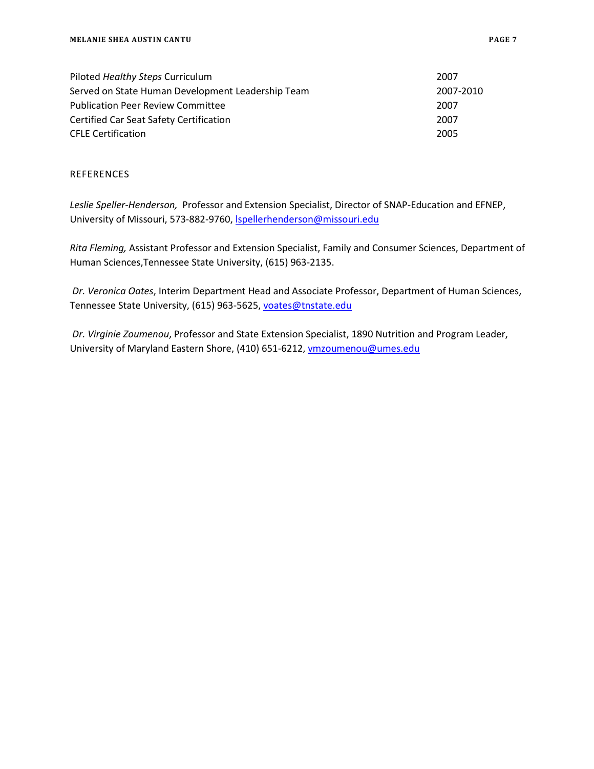| | |
|---|---|
| Piloted *Healthy Steps* Curriculum | 2007 |
| Served on State Human Development Leadership Team | 2007-2010 |
| Publication Peer Review Committee | 2007 |
| Certified Car Seat Safety Certification | 2007 |
| CFLE Certification | 2005 |

REFERENCES

*Leslie Speller-Henderson,* Professor and Extension Specialist, Director of SNAP-Education and EFNEP, University of Missouri, 573-882-9760, lspellerhenderson@missouri.edu

*Rita Fleming,* Assistant Professor and Extension Specialist, Family and Consumer Sciences, Department of Human Sciences,Tennessee State University, (615) 963-2135.

*Dr. Veronica Oates*, Interim Department Head and Associate Professor, Department of Human Sciences, Tennessee State University, (615) 963-5625, voates@tnstate.edu

*Dr. Virginie Zoumenou*, Professor and State Extension Specialist, 1890 Nutrition and Program Leader, University of Maryland Eastern Shore, (410) 651-6212, vmzoumenou@umes.edu